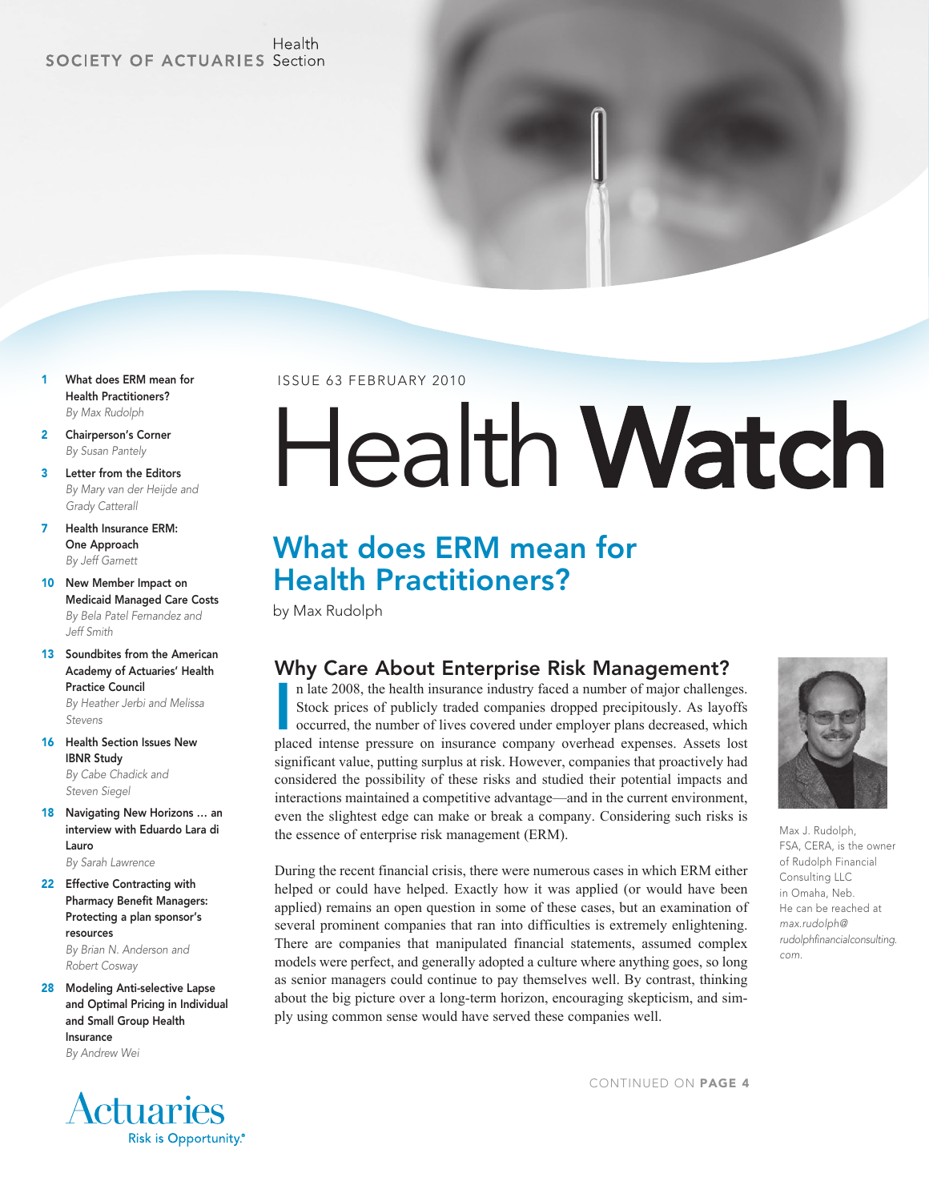SOCIETY OF ACTUARIES Health Section

ISSUE 63 FEBRUARY 2010

# Health Watch

1 What does ERM mean for Health Practitioners?
*By Max Rudolph*

2 Chairperson's Corner
*By Susan Pantely*

3 Letter from the Editors
*By Mary van der Heijde and Grady Catterall*

7 Health Insurance ERM: One Approach
*By Jeff Garnett*

10 New Member Impact on Medicaid Managed Care Costs
*By Bela Patel Fernandez and Jeff Smith*

13 Soundbites from the American Academy of Actuaries' Health Practice Council
*By Heather Jerbi and Melissa Stevens*

16 Health Section Issues New IBNR Study
*By Cabe Chadick and Steven Siegel*

18 Navigating New Horizons … an interview with Eduardo Lara di Lauro
*By Sarah Lawrence*

22 Effective Contracting with Pharmacy Benefit Managers: Protecting a plan sponsor's resources
*By Brian N. Anderson and Robert Cosway*

28 Modeling Anti-selective Lapse and Optimal Pricing in Individual and Small Group Health Insurance
*By Andrew Wei*

## What does ERM mean for Health Practitioners?

by Max Rudolph

### Why Care About Enterprise Risk Management?

In late 2008, the health insurance industry faced a number of major challenges. Stock prices of publicly traded companies dropped precipitously. As layoffs occurred, the number of lives covered under employer plans decreased, which placed intense pressure on insurance company overhead expenses. Assets lost significant value, putting surplus at risk. However, companies that proactively had considered the possibility of these risks and studied their potential impacts and interactions maintained a competitive advantage—and in the current environment, even the slightest edge can make or break a company. Considering such risks is the essence of enterprise risk management (ERM).

During the recent financial crisis, there were numerous cases in which ERM either helped or could have helped. Exactly how it was applied (or would have been applied) remains an open question in some of these cases, but an examination of several prominent companies that ran into difficulties is extremely enlightening. There are companies that manipulated financial statements, assumed complex models were perfect, and generally adopted a culture where anything goes, so long as senior managers could continue to pay themselves well. By contrast, thinking about the big picture over a long-term horizon, encouraging skepticism, and simply using common sense would have served these companies well.

Max J. Rudolph, FSA, CERA, is the owner of Rudolph Financial Consulting LLC in Omaha, Neb. He can be reached at *max.rudolph@rudolphfinancialconsulting.com*.

CONTINUED ON **PAGE 4**

Actuaries
Risk is Opportunity.®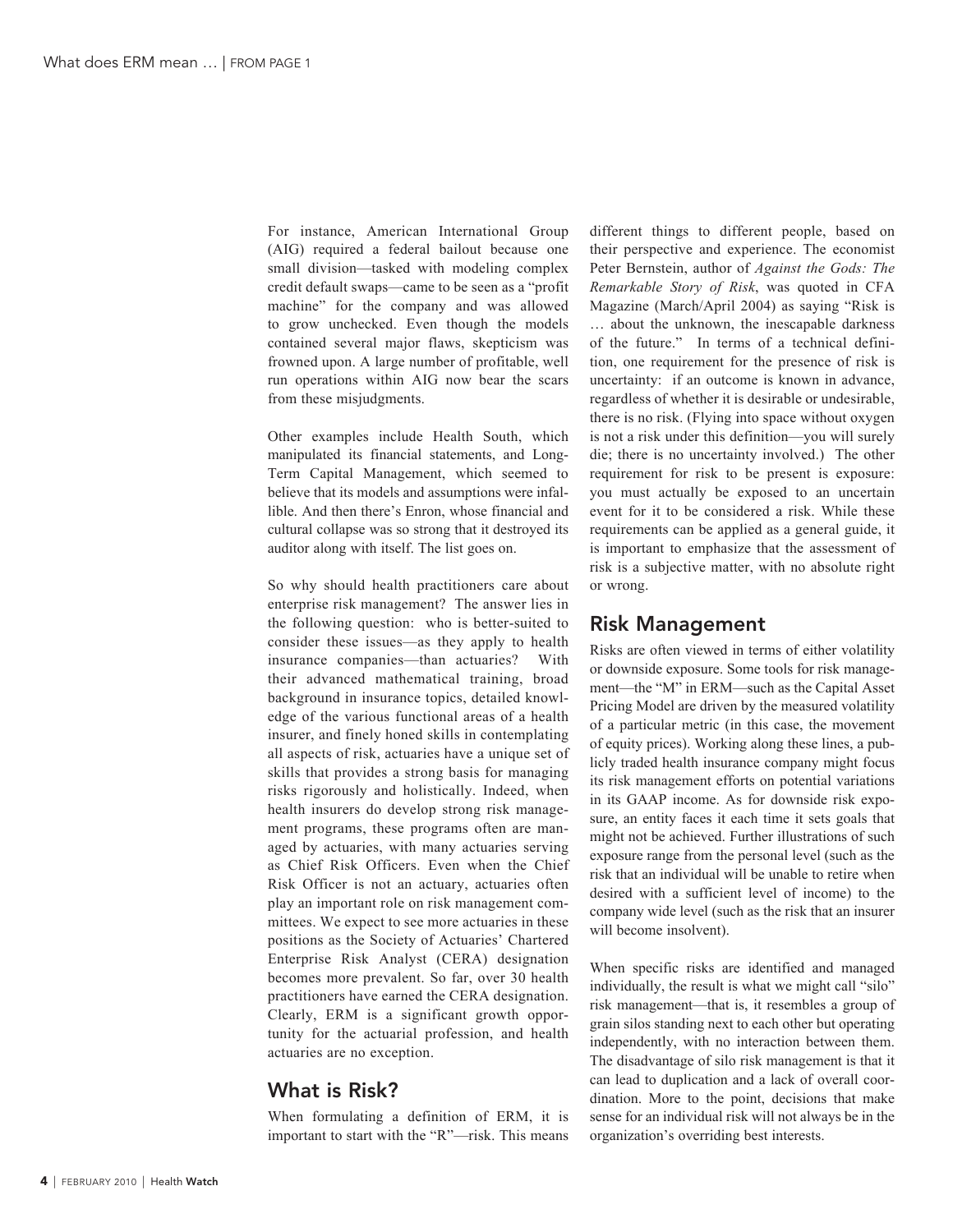For instance, American International Group (AIG) required a federal bailout because one small division—tasked with modeling complex credit default swaps—came to be seen as a "profit machine" for the company and was allowed to grow unchecked. Even though the models contained several major flaws, skepticism was frowned upon. A large number of profitable, well run operations within AIG now bear the scars from these misjudgments.

Other examples include Health South, which manipulated its financial statements, and Long-Term Capital Management, which seemed to believe that its models and assumptions were infallible. And then there's Enron, whose financial and cultural collapse was so strong that it destroyed its auditor along with itself. The list goes on.

So why should health practitioners care about enterprise risk management? The answer lies in the following question: who is better-suited to consider these issues—as they apply to health insurance companies—than actuaries? With their advanced mathematical training, broad background in insurance topics, detailed knowledge of the various functional areas of a health insurer, and finely honed skills in contemplating all aspects of risk, actuaries have a unique set of skills that provides a strong basis for managing risks rigorously and holistically. Indeed, when health insurers do develop strong risk management programs, these programs often are managed by actuaries, with many actuaries serving as Chief Risk Officers. Even when the Chief Risk Officer is not an actuary, actuaries often play an important role on risk management committees. We expect to see more actuaries in these positions as the Society of Actuaries' Chartered Enterprise Risk Analyst (CERA) designation becomes more prevalent. So far, over 30 health practitioners have earned the CERA designation. Clearly, ERM is a significant growth opportunity for the actuarial profession, and health actuaries are no exception.

## What is Risk?

When formulating a definition of ERM, it is important to start with the "R"—risk. This means different things to different people, based on their perspective and experience. The economist Peter Bernstein, author of *Against the Gods: The Remarkable Story of Risk*, was quoted in CFA Magazine (March/April 2004) as saying "Risk is … about the unknown, the inescapable darkness of the future." In terms of a technical definition, one requirement for the presence of risk is uncertainty: if an outcome is known in advance, regardless of whether it is desirable or undesirable, there is no risk. (Flying into space without oxygen is not a risk under this definition—you will surely die; there is no uncertainty involved.) The other requirement for risk to be present is exposure: you must actually be exposed to an uncertain event for it to be considered a risk. While these requirements can be applied as a general guide, it is important to emphasize that the assessment of risk is a subjective matter, with no absolute right or wrong.

## Risk Management

Risks are often viewed in terms of either volatility or downside exposure. Some tools for risk management—the "M" in ERM—such as the Capital Asset Pricing Model are driven by the measured volatility of a particular metric (in this case, the movement of equity prices). Working along these lines, a publicly traded health insurance company might focus its risk management efforts on potential variations in its GAAP income. As for downside risk exposure, an entity faces it each time it sets goals that might not be achieved. Further illustrations of such exposure range from the personal level (such as the risk that an individual will be unable to retire when desired with a sufficient level of income) to the company wide level (such as the risk that an insurer will become insolvent).

When specific risks are identified and managed individually, the result is what we might call "silo" risk management—that is, it resembles a group of grain silos standing next to each other but operating independently, with no interaction between them. The disadvantage of silo risk management is that it can lead to duplication and a lack of overall coordination. More to the point, decisions that make sense for an individual risk will not always be in the organization's overriding best interests.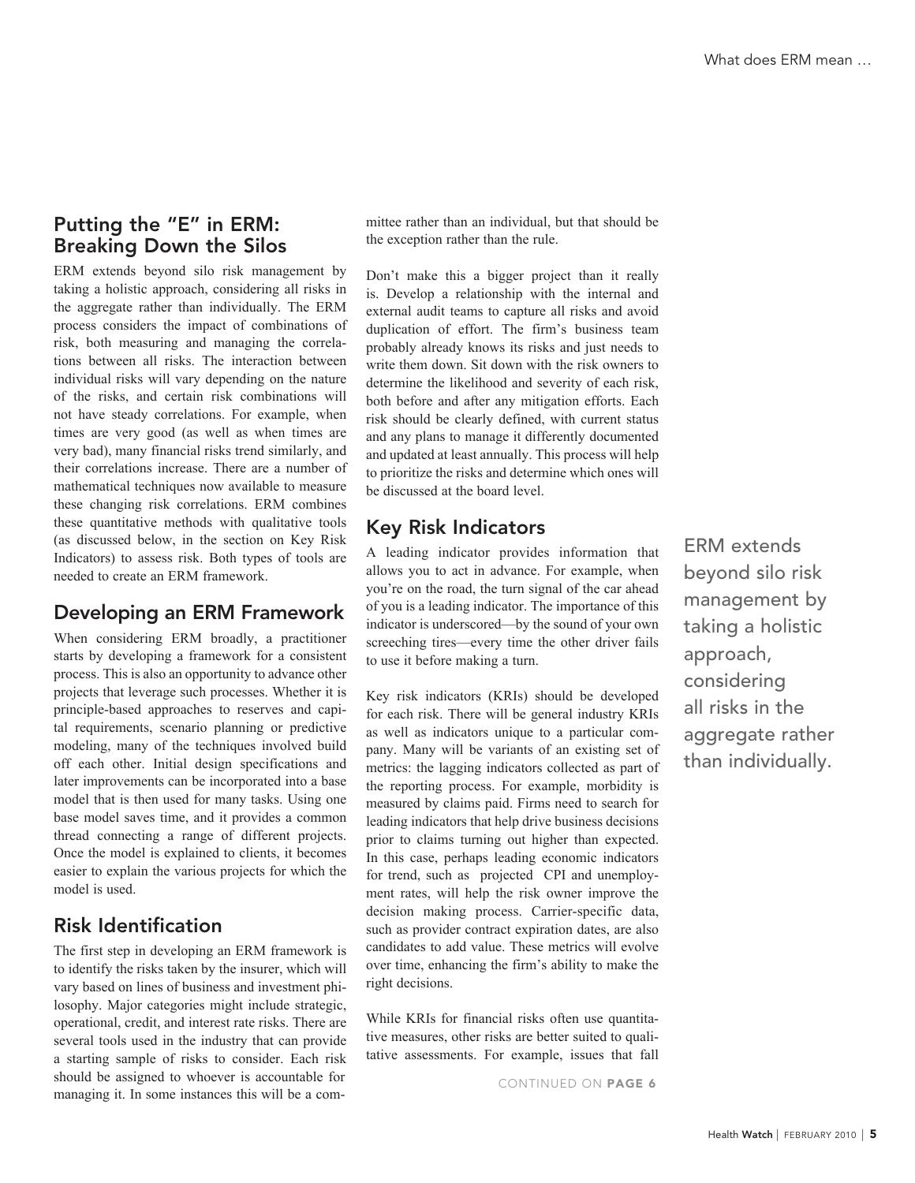## Putting the "E" in ERM: Breaking Down the Silos

ERM extends beyond silo risk management by taking a holistic approach, considering all risks in the aggregate rather than individually. The ERM process considers the impact of combinations of risk, both measuring and managing the correlations between all risks. The interaction between individual risks will vary depending on the nature of the risks, and certain risk combinations will not have steady correlations. For example, when times are very good (as well as when times are very bad), many financial risks trend similarly, and their correlations increase. There are a number of mathematical techniques now available to measure these changing risk correlations. ERM combines these quantitative methods with qualitative tools (as discussed below, in the section on Key Risk Indicators) to assess risk. Both types of tools are needed to create an ERM framework.

## Developing an ERM Framework

When considering ERM broadly, a practitioner starts by developing a framework for a consistent process. This is also an opportunity to advance other projects that leverage such processes. Whether it is principle-based approaches to reserves and capital requirements, scenario planning or predictive modeling, many of the techniques involved build off each other. Initial design specifications and later improvements can be incorporated into a base model that is then used for many tasks. Using one base model saves time, and it provides a common thread connecting a range of different projects. Once the model is explained to clients, it becomes easier to explain the various projects for which the model is used.

## Risk Identification

The first step in developing an ERM framework is to identify the risks taken by the insurer, which will vary based on lines of business and investment philosophy. Major categories might include strategic, operational, credit, and interest rate risks. There are several tools used in the industry that can provide a starting sample of risks to consider. Each risk should be assigned to whoever is accountable for managing it. In some instances this will be a committee rather than an individual, but that should be the exception rather than the rule.

Don't make this a bigger project than it really is. Develop a relationship with the internal and external audit teams to capture all risks and avoid duplication of effort. The firm's business team probably already knows its risks and just needs to write them down. Sit down with the risk owners to determine the likelihood and severity of each risk, both before and after any mitigation efforts. Each risk should be clearly defined, with current status and any plans to manage it differently documented and updated at least annually. This process will help to prioritize the risks and determine which ones will be discussed at the board level.

## Key Risk Indicators

A leading indicator provides information that allows you to act in advance. For example, when you're on the road, the turn signal of the car ahead of you is a leading indicator. The importance of this indicator is underscored—by the sound of your own screeching tires—every time the other driver fails to use it before making a turn.

Key risk indicators (KRIs) should be developed for each risk. There will be general industry KRIs as well as indicators unique to a particular company. Many will be variants of an existing set of metrics: the lagging indicators collected as part of the reporting process. For example, morbidity is measured by claims paid. Firms need to search for leading indicators that help drive business decisions prior to claims turning out higher than expected. In this case, perhaps leading economic indicators for trend, such as projected CPI and unemployment rates, will help the risk owner improve the decision making process. Carrier-specific data, such as provider contract expiration dates, are also candidates to add value. These metrics will evolve over time, enhancing the firm's ability to make the right decisions.

While KRIs for financial risks often use quantitative measures, other risks are better suited to qualitative assessments. For example, issues that fall

CONTINUED ON PAGE 6

> ERM extends beyond silo risk management by taking a holistic approach, considering all risks in the aggregate rather than individually.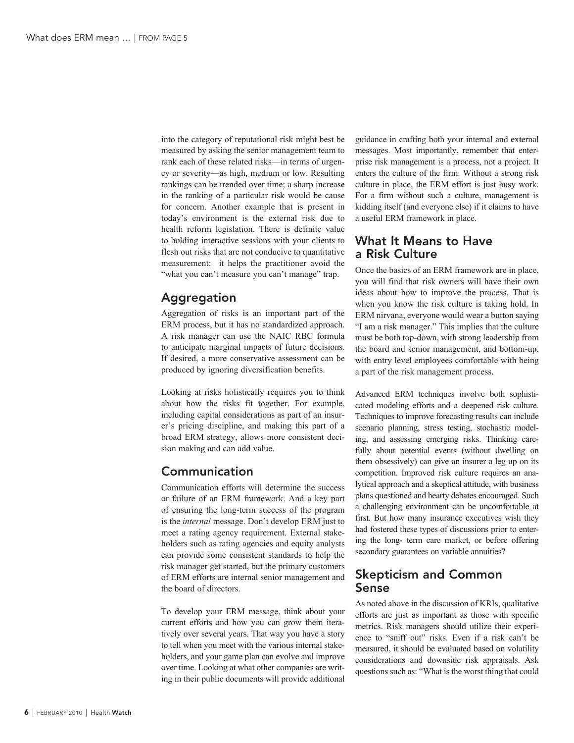into the category of reputational risk might best be measured by asking the senior management team to rank each of these related risks—in terms of urgency or severity—as high, medium or low. Resulting rankings can be trended over time; a sharp increase in the ranking of a particular risk would be cause for concern. Another example that is present in today's environment is the external risk due to health reform legislation. There is definite value to holding interactive sessions with your clients to flesh out risks that are not conducive to quantitative measurement: it helps the practitioner avoid the "what you can't measure you can't manage" trap.

## Aggregation

Aggregation of risks is an important part of the ERM process, but it has no standardized approach. A risk manager can use the NAIC RBC formula to anticipate marginal impacts of future decisions. If desired, a more conservative assessment can be produced by ignoring diversification benefits.

Looking at risks holistically requires you to think about how the risks fit together. For example, including capital considerations as part of an insurer's pricing discipline, and making this part of a broad ERM strategy, allows more consistent decision making and can add value.

## Communication

Communication efforts will determine the success or failure of an ERM framework. And a key part of ensuring the long-term success of the program is the *internal* message. Don't develop ERM just to meet a rating agency requirement. External stakeholders such as rating agencies and equity analysts can provide some consistent standards to help the risk manager get started, but the primary customers of ERM efforts are internal senior management and the board of directors.

To develop your ERM message, think about your current efforts and how you can grow them iteratively over several years. That way you have a story to tell when you meet with the various internal stakeholders, and your game plan can evolve and improve over time. Looking at what other companies are writing in their public documents will provide additional guidance in crafting both your internal and external messages. Most importantly, remember that enterprise risk management is a process, not a project. It enters the culture of the firm. Without a strong risk culture in place, the ERM effort is just busy work. For a firm without such a culture, management is kidding itself (and everyone else) if it claims to have a useful ERM framework in place.

## What It Means to Have a Risk Culture

Once the basics of an ERM framework are in place, you will find that risk owners will have their own ideas about how to improve the process. That is when you know the risk culture is taking hold. In ERM nirvana, everyone would wear a button saying "I am a risk manager." This implies that the culture must be both top-down, with strong leadership from the board and senior management, and bottom-up, with entry level employees comfortable with being a part of the risk management process.

Advanced ERM techniques involve both sophisticated modeling efforts and a deepened risk culture. Techniques to improve forecasting results can include scenario planning, stress testing, stochastic modeling, and assessing emerging risks. Thinking carefully about potential events (without dwelling on them obsessively) can give an insurer a leg up on its competition. Improved risk culture requires an analytical approach and a skeptical attitude, with business plans questioned and hearty debates encouraged. Such a challenging environment can be uncomfortable at first. But how many insurance executives wish they had fostered these types of discussions prior to entering the long- term care market, or before offering secondary guarantees on variable annuities?

## Skepticism and Common Sense

As noted above in the discussion of KRIs, qualitative efforts are just as important as those with specific metrics. Risk managers should utilize their experience to "sniff out" risks. Even if a risk can't be measured, it should be evaluated based on volatility considerations and downside risk appraisals. Ask questions such as: "What is the worst thing that could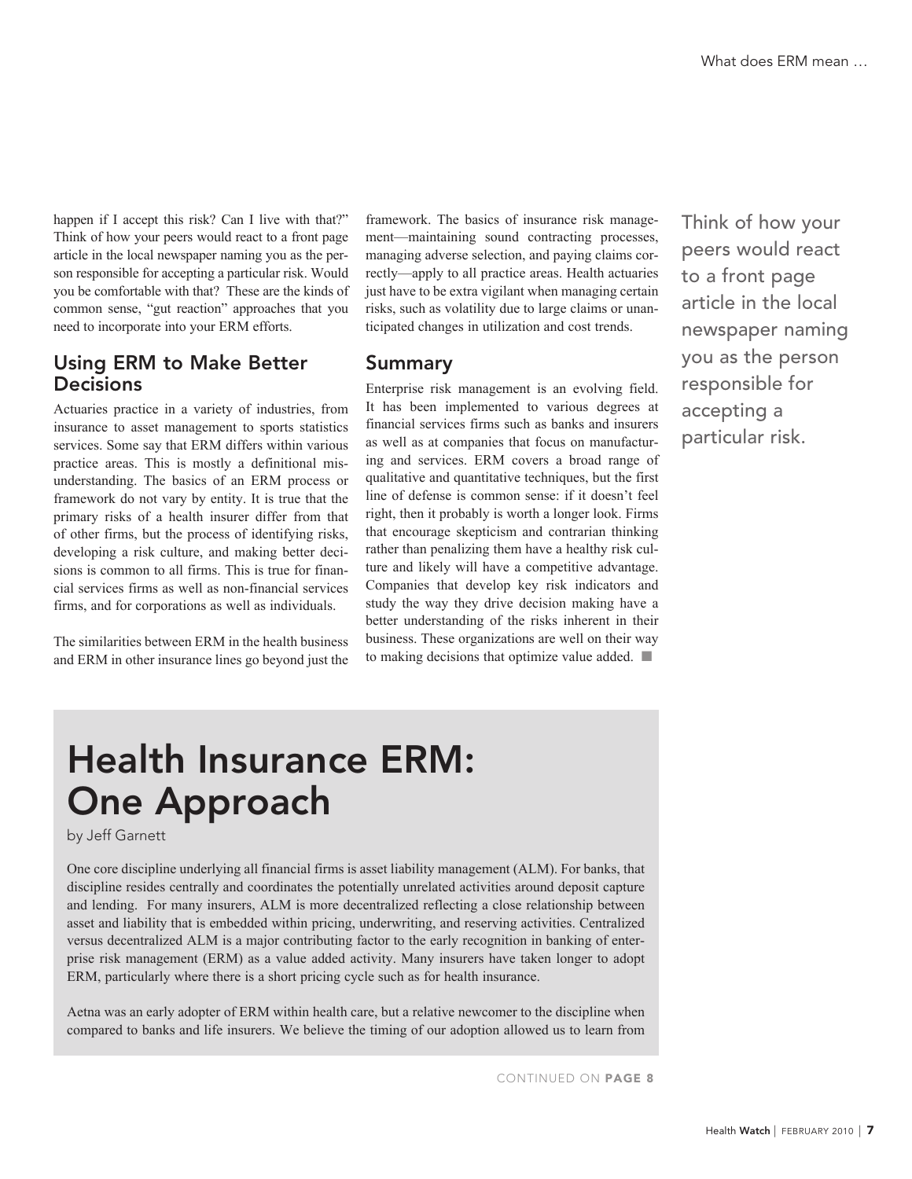happen if I accept this risk? Can I live with that?" Think of how your peers would react to a front page article in the local newspaper naming you as the person responsible for accepting a particular risk. Would you be comfortable with that? These are the kinds of common sense, "gut reaction" approaches that you need to incorporate into your ERM efforts.

## Using ERM to Make Better Decisions

Actuaries practice in a variety of industries, from insurance to asset management to sports statistics services. Some say that ERM differs within various practice areas. This is mostly a definitional misunderstanding. The basics of an ERM process or framework do not vary by entity. It is true that the primary risks of a health insurer differ from that of other firms, but the process of identifying risks, developing a risk culture, and making better decisions is common to all firms. This is true for financial services firms as well as non-financial services firms, and for corporations as well as individuals.

The similarities between ERM in the health business and ERM in other insurance lines go beyond just the framework. The basics of insurance risk management—maintaining sound contracting processes, managing adverse selection, and paying claims correctly—apply to all practice areas. Health actuaries just have to be extra vigilant when managing certain risks, such as volatility due to large claims or unanticipated changes in utilization and cost trends.

## Summary

Enterprise risk management is an evolving field. It has been implemented to various degrees at financial services firms such as banks and insurers as well as at companies that focus on manufacturing and services. ERM covers a broad range of qualitative and quantitative techniques, but the first line of defense is common sense: if it doesn't feel right, then it probably is worth a longer look. Firms that encourage skepticism and contrarian thinking rather than penalizing them have a healthy risk culture and likely will have a competitive advantage. Companies that develop key risk indicators and study the way they drive decision making have a better understanding of the risks inherent in their business. These organizations are well on their way to making decisions that optimize value added. ■

Think of how your peers would react to a front page article in the local newspaper naming you as the person responsible for accepting a particular risk.

# Health Insurance ERM: One Approach

by Jeff Garnett

One core discipline underlying all financial firms is asset liability management (ALM). For banks, that discipline resides centrally and coordinates the potentially unrelated activities around deposit capture and lending. For many insurers, ALM is more decentralized reflecting a close relationship between asset and liability that is embedded within pricing, underwriting, and reserving activities. Centralized versus decentralized ALM is a major contributing factor to the early recognition in banking of enterprise risk management (ERM) as a value added activity. Many insurers have taken longer to adopt ERM, particularly where there is a short pricing cycle such as for health insurance.

Aetna was an early adopter of ERM within health care, but a relative newcomer to the discipline when compared to banks and life insurers. We believe the timing of our adoption allowed us to learn from

CONTINUED ON **PAGE 8**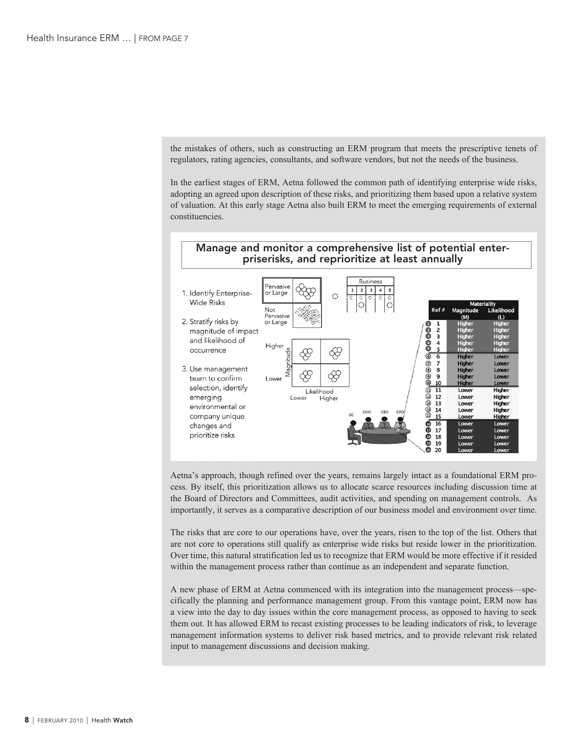the mistakes of others, such as constructing an ERM program that meets the prescriptive tenets of regulators, rating agencies, consultants, and software vendors, but not the needs of the business.

In the earliest stages of ERM, Aetna followed the common path of identifying enterprise wide risks, adopting an agreed upon description of these risks, and prioritizing them based upon a relative system of valuation. At this early stage Aetna also built ERM to meet the emerging requirements of external constituencies.

**Manage and monitor a comprehensive list of potential enterprisersks, and reprioritize at least annually**

1. Identify Enterprise-Wide Risks
2. Stratify risks by magnitude of impact and likelihood of occurrence
3. Use management team to confirm selection, identify emerging environmental or company unique changes and prioritize risks

| Ref # | Materiality Magnitude (M) | Likelihood (L) |
|---|---|---|
| 1 | Higher | Higher |
| 2 | Higher | Higher |
| 3 | Higher | Higher |
| 4 | Higher | Higher |
| 5 | Higher | Higher |
| 6 | Higher | Lower |
| 7 | Higher | Lower |
| 8 | Higher | Lower |
| 9 | Higher | Lower |
| 10 | Higher | Lower |
| 11 | Lower | Higher |
| 12 | Lower | Higher |
| 13 | Lower | Higher |
| 14 | Lower | Higher |
| 15 | Lower | Higher |
| 16 | Lower | Lower |
| 17 | Lower | Lower |
| 18 | Lower | Lower |
| 19 | Lower | Lower |
| 20 | Lower | Lower |

Aetna's approach, though refined over the years, remains largely intact as a foundational ERM process. By itself, this prioritization allows us to allocate scarce resources including discussion time at the Board of Directors and Committees, audit activities, and spending on management controls. As importantly, it serves as a comparative description of our business model and environment over time.

The risks that are core to our operations have, over the years, risen to the top of the list. Others that are not core to operations still qualify as enterprise wide risks but reside lower in the prioritization. Over time, this natural stratification led us to recognize that ERM would be more effective if it resided within the management process rather than continue as an independent and separate function.

A new phase of ERM at Aetna commenced with its integration into the management process—specifically the planning and performance management group. From this vantage point, ERM now has a view into the day to day issues within the core management process, as opposed to having to seek them out. It has allowed ERM to recast existing processes to be leading indicators of risk, to leverage management information systems to deliver risk based metrics, and to provide relevant risk related input to management discussions and decision making.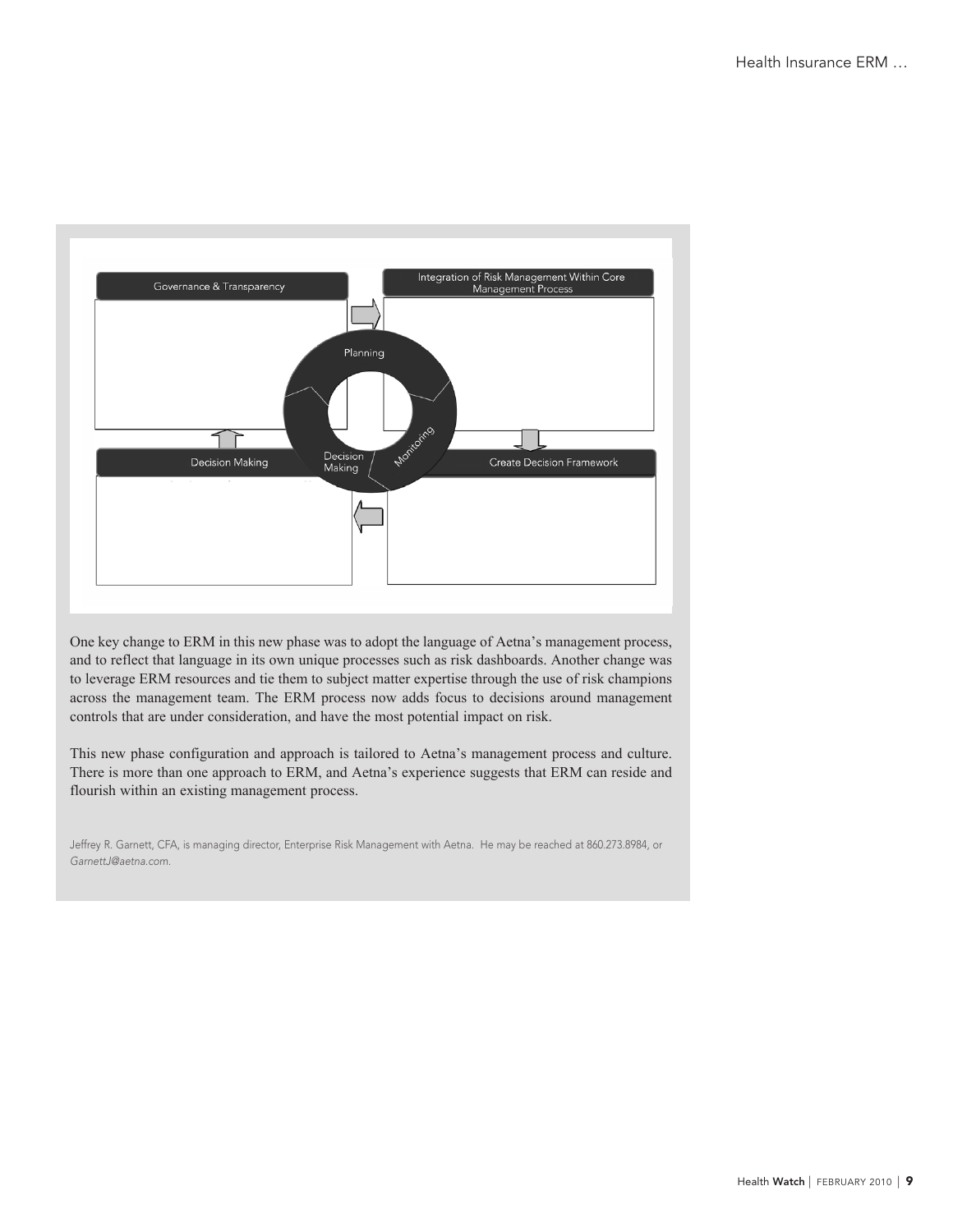Governance & Transparency

Integration of Risk Management Within Core Management Process

Planning

Monitoring

Decision Making

Decision Making

Create Decision Framework

One key change to ERM in this new phase was to adopt the language of Aetna's management process, and to reflect that language in its own unique processes such as risk dashboards. Another change was to leverage ERM resources and tie them to subject matter expertise through the use of risk champions across the management team. The ERM process now adds focus to decisions around management controls that are under consideration, and have the most potential impact on risk.

This new phase configuration and approach is tailored to Aetna's management process and culture. There is more than one approach to ERM, and Aetna's experience suggests that ERM can reside and flourish within an existing management process.

Jeffrey R. Garnett, CFA, is managing director, Enterprise Risk Management with Aetna. He may be reached at 860.273.8984, or *GarnettJ@aetna.com*.